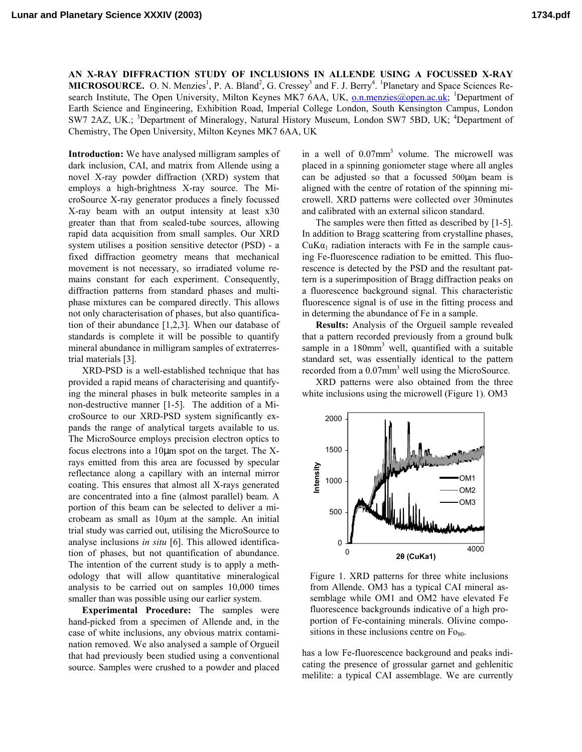# AN X-RAY DIFFRACTION STUDY OF INCLUSIONS IN ALLENDE USING A FOCUSSED X-RAY MICROSOURCE.

O. N. Menzies[1], P. A. Bland[2], G. Cressey[3] and F. J. Berry[4]. [1]Planetary and Space Sciences Research Institute, The Open University, Milton Keynes MK7 6AA, UK, o.n.menzies@open.ac.uk; [1]Department of Earth Science and Engineering, Exhibition Road, Imperial College London, South Kensington Campus, London SW7 2AZ, UK.; [3]Department of Mineralogy, Natural History Museum, London SW7 5BD, UK; [4]Department of Chemistry, The Open University, Milton Keynes MK7 6AA, UK

**Introduction:** We have analysed milligram samples of dark inclusion, CAI, and matrix from Allende using a novel X-ray powder diffraction (XRD) system that employs a high-brightness X-ray source. The MicroSource X-ray generator produces a finely focussed X-ray beam with an output intensity at least x30 greater than that from sealed-tube sources, allowing rapid data acquisition from small samples. Our XRD system utilises a position sensitive detector (PSD) - a fixed diffraction geometry means that mechanical movement is not necessary, so irradiated volume remains constant for each experiment. Consequently, diffraction patterns from standard phases and multiphase mixtures can be compared directly. This allows not only characterisation of phases, but also quantification of their abundance [1,2,3]. When our database of standards is complete it will be possible to quantify mineral abundance in milligram samples of extraterrestrial materials [3].

XRD-PSD is a well-established technique that has provided a rapid means of characterising and quantifying the mineral phases in bulk meteorite samples in a non-destructive manner [1-5]. The addition of a MicroSource to our XRD-PSD system significantly expands the range of analytical targets available to us. The MicroSource employs precision electron optics to focus electrons into a 10µm spot on the target. The X-rays emitted from this area are focussed by specular reflectance along a capillary with an internal mirror coating. This ensures that almost all X-rays generated are concentrated into a fine (almost parallel) beam. A portion of this beam can be selected to deliver a microbeam as small as 10µm at the sample. An initial trial study was carried out, utilising the MicroSource to analyse inclusions *in situ* [6]. This allowed identification of phases, but not quantification of abundance. The intention of the current study is to apply a methodology that will allow quantitative mineralogical analysis to be carried out on samples 10,000 times smaller than was possible using our earlier system.

**Experimental Procedure:** The samples were hand-picked from a specimen of Allende and, in the case of white inclusions, any obvious matrix contamination removed. We also analysed a sample of Orgueil that had previously been studied using a conventional source. Samples were crushed to a powder and placed in a well of 0.07mm$^3$ volume. The microwell was placed in a spinning goniometer stage where all angles can be adjusted so that a focussed 500µm beam is aligned with the centre of rotation of the spinning microwell. XRD patterns were collected over 30minutes and calibrated with an external silicon standard.

The samples were then fitted as described by [1-5]. In addition to Bragg scattering from crystalline phases, CuK$\alpha_1$ radiation interacts with Fe in the sample causing Fe-fluorescence radiation to be emitted. This fluorescence is detected by the PSD and the resultant pattern is a superimposition of Bragg diffraction peaks on a fluorescence background signal. This characteristic fluorescence signal is of use in the fitting process and in determining the abundance of Fe in a sample.

**Results:** Analysis of the Orgueil sample revealed that a pattern recorded previously from a ground bulk sample in a 180mm$^3$ well, quantified with a suitable standard set, was essentially identical to the pattern recorded from a 0.07mm$^3$ well using the MicroSource.

XRD patterns were also obtained from the three white inclusions using the microwell (Figure 1). OM3 has a low Fe-fluorescence background and peaks indicating the presence of grossular garnet and gehlenitic melilite: a typical CAI assemblage. We are currently

Figure 1. XRD patterns for three white inclusions from Allende. OM3 has a typical CAI mineral assemblage while OM1 and OM2 have elevated Fe fluorescence backgrounds indicative of a high proportion of Fe-containing minerals. Olivine compositions in these inclusions centre on Fo$_{80}$.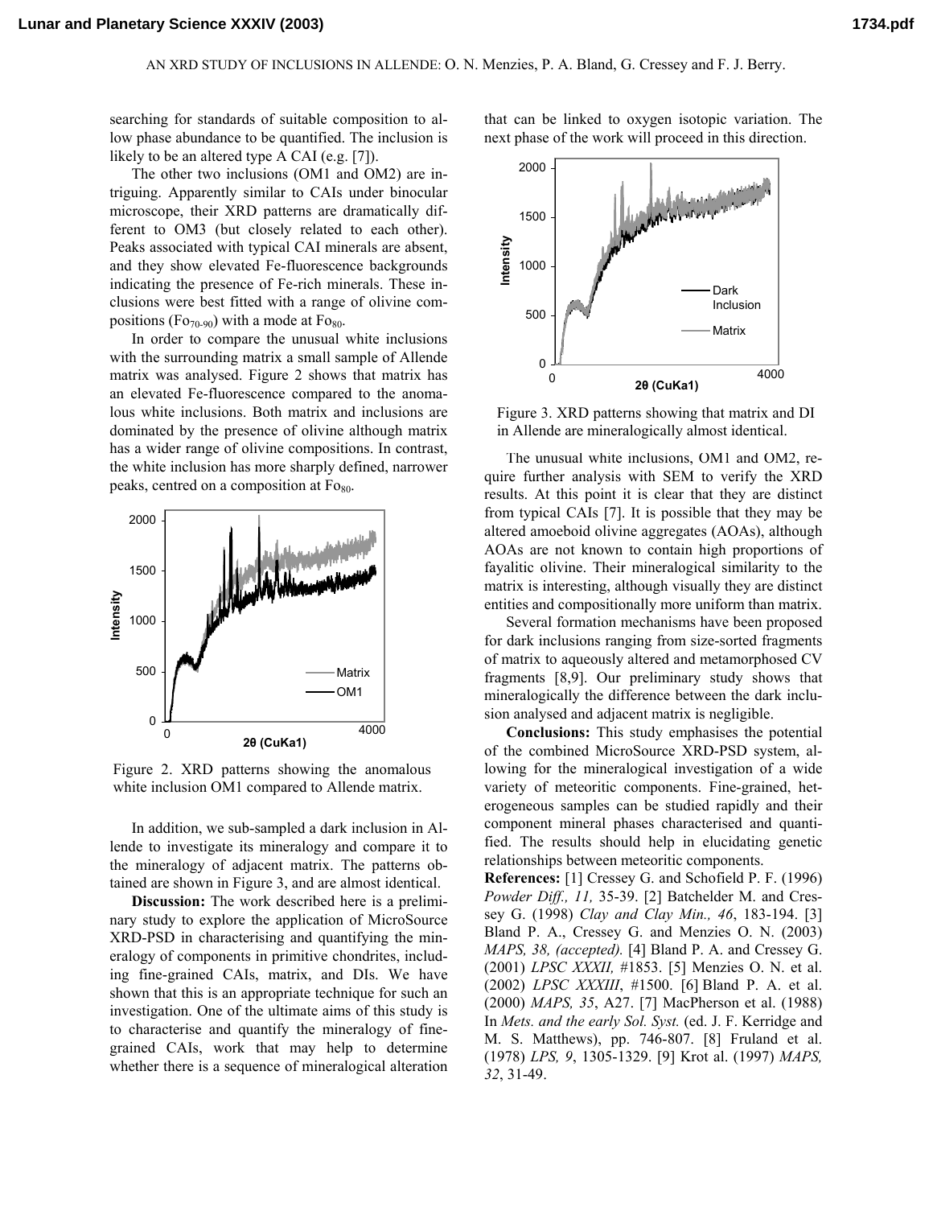searching for standards of suitable composition to allow phase abundance to be quantified. The inclusion is likely to be an altered type A CAI (e.g. [7]).

The other two inclusions (OM1 and OM2) are intriguing. Apparently similar to CAIs under binocular microscope, their XRD patterns are dramatically different to OM3 (but closely related to each other). Peaks associated with typical CAI minerals are absent, and they show elevated Fe-fluorescence backgrounds indicating the presence of Fe-rich minerals. These inclusions were best fitted with a range of olivine compositions ($Fo_{70-90}$) with a mode at $Fo_{80}$.

In order to compare the unusual white inclusions with the surrounding matrix a small sample of Allende matrix was analysed. Figure 2 shows that matrix has an elevated Fe-fluorescence compared to the anomalous white inclusions. Both matrix and inclusions are dominated by the presence of olivine although matrix has a wider range of olivine compositions. In contrast, the white inclusion has more sharply defined, narrower peaks, centred on a composition at $Fo_{80}$.

2000
1500
1000
500
0
Intensity
0
4000
2θ (CuKa1)
Matrix
OM1

Figure 2. XRD patterns showing the anomalous white inclusion OM1 compared to Allende matrix.

In addition, we sub-sampled a dark inclusion in Allende to investigate its mineralogy and compare it to the mineralogy of adjacent matrix. The patterns obtained are shown in Figure 3, and are almost identical.

**Discussion:** The work described here is a preliminary study to explore the application of MicroSource XRD-PSD in characterising and quantifying the mineralogy of components in primitive chondrites, including fine-grained CAIs, matrix, and DIs. We have shown that this is an appropriate technique for such an investigation. One of the ultimate aims of this study is to characterise and quantify the mineralogy of fine-grained CAIs, work that may help to determine whether there is a sequence of mineralogical alteration that can be linked to oxygen isotopic variation. The next phase of the work will proceed in this direction.

2000
1500
1000
500
0
Intensity
0
4000
2θ (CuKa1)
Dark Inclusion
Matrix

Figure 3. XRD patterns showing that matrix and DI in Allende are mineralogically almost identical.

The unusual white inclusions, OM1 and OM2, require further analysis with SEM to verify the XRD results. At this point it is clear that they are distinct from typical CAIs [7]. It is possible that they may be altered amoeboid olivine aggregates (AOAs), although AOAs are not known to contain high proportions of fayalitic olivine. Their mineralogical similarity to the matrix is interesting, although visually they are distinct entities and compositionally more uniform than matrix.

Several formation mechanisms have been proposed for dark inclusions ranging from size-sorted fragments of matrix to aqueously altered and metamorphosed CV fragments [8,9]. Our preliminary study shows that mineralogically the difference between the dark inclusion analysed and adjacent matrix is negligible.

**Conclusions:** This study emphasises the potential of the combined MicroSource XRD-PSD system, allowing for the mineralogical investigation of a wide variety of meteoritic components. Fine-grained, heterogeneous samples can be studied rapidly and their component mineral phases characterised and quantified. The results should help in elucidating genetic relationships between meteoritic components.

**References:** [1] Cressey G. and Schofield P. F. (1996) *Powder Diff., 11,* 35-39. [2] Batchelder M. and Cressey G. (1998) *Clay and Clay Min., 46*, 183-194. [3] Bland P. A., Cressey G. and Menzies O. N. (2003) *MAPS, 38, (accepted).* [4] Bland P. A. and Cressey G. (2001) *LPSC XXXII,* #1853. [5] Menzies O. N. et al. (2002) *LPSC XXXIII*, #1500. [6] Bland P. A. et al. (2000) *MAPS, 35*, A27. [7] MacPherson et al. (1988) In *Mets. and the early Sol. Syst.* (ed. J. F. Kerridge and M. S. Matthews), pp. 746-807. [8] Fruland et al. (1978) *LPS, 9*, 1305-1329. [9] Krot al. (1997) *MAPS, 32*, 31-49.